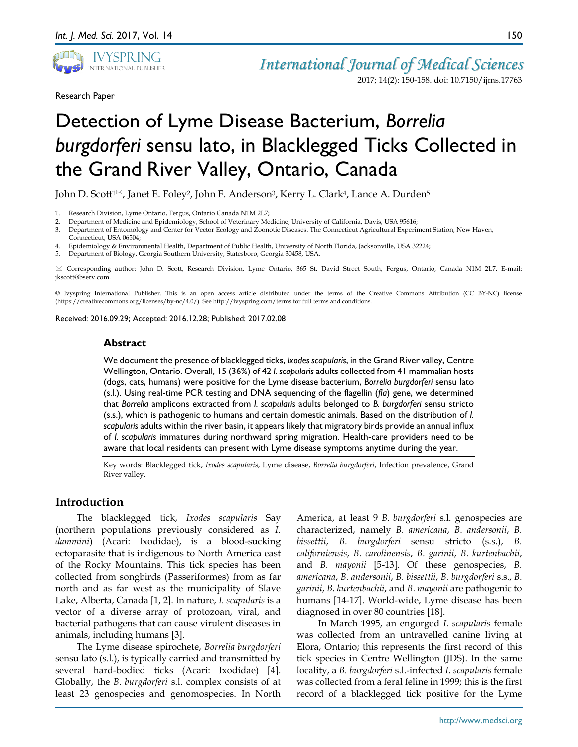Research Paper

# Detection of Lyme Disease Bacterium, *Borrelia burgdorferi* sensu lato, in Blacklegged Ticks Collected in the Grand River Valley, Ontario, Canada

John D. Scott[1]✉, Janet E. Foley[2], John F. Anderson[3], Kerry L. Clark[4], Lance A. Durden[5]

1. Research Division, Lyme Ontario, Fergus, Ontario Canada N1M 2L7;
2. Department of Medicine and Epidemiology, School of Veterinary Medicine, University of California, Davis, USA 95616;
3. Department of Entomology and Center for Vector Ecology and Zoonotic Diseases. The Connecticut Agricultural Experiment Station, New Haven, Connecticut, USA 06504;
4. Epidemiology & Environmental Health, Department of Public Health, University of North Florida, Jacksonville, USA 32224;
5. Department of Biology, Georgia Southern University, Statesboro, Georgia 30458, USA.

✉ Corresponding author: John D. Scott, Research Division, Lyme Ontario, 365 St. David Street South, Fergus, Ontario, Canada N1M 2L7. E-mail: jkscott@bserv.com.

© Ivyspring International Publisher. This is an open access article distributed under the terms of the Creative Commons Attribution (CC BY-NC) license (https://creativecommons.org/licenses/by-nc/4.0/). See http://ivyspring.com/terms for full terms and conditions.

Received: 2016.09.29; Accepted: 2016.12.28; Published: 2017.02.08

## Abstract

We document the presence of blacklegged ticks, *Ixodes scapularis*, in the Grand River valley, Centre Wellington, Ontario. Overall, 15 (36%) of 42 *I. scapularis* adults collected from 41 mammalian hosts (dogs, cats, humans) were positive for the Lyme disease bacterium, *Borrelia burgdorferi* sensu lato (s.l.). Using real-time PCR testing and DNA sequencing of the flagellin (*fla*) gene, we determined that *Borrelia* amplicons extracted from *I. scapularis* adults belonged to *B. burgdorferi* sensu stricto (s.s.), which is pathogenic to humans and certain domestic animals. Based on the distribution of *I. scapularis* adults within the river basin, it appears likely that migratory birds provide an annual influx of *I. scapularis* immatures during northward spring migration. Health-care providers need to be aware that local residents can present with Lyme disease symptoms anytime during the year.

Key words: Blacklegged tick, *Ixodes scapularis*, Lyme disease, *Borrelia burgdorferi*, Infection prevalence, Grand River valley.

## Introduction

The blacklegged tick, *Ixodes scapularis* Say (northern populations previously considered as *I. dammini*) (Acari: Ixodidae), is a blood-sucking ectoparasite that is indigenous to North America east of the Rocky Mountains. This tick species has been collected from songbirds (Passeriformes) from as far north and as far west as the municipality of Slave Lake, Alberta, Canada [1, 2]. In nature, *I. scapularis* is a vector of a diverse array of protozoan, viral, and bacterial pathogens that can cause virulent diseases in animals, including humans [3].

The Lyme disease spirochete, *Borrelia burgdorferi* sensu lato (s.l.), is typically carried and transmitted by several hard-bodied ticks (Acari: Ixodidae) [4]. Globally, the *B. burgdorferi* s.l. complex consists of at least 23 genospecies and genomospecies. In North America, at least 9 *B. burgdorferi* s.l. genospecies are characterized, namely *B. americana*, *B. andersonii*, *B. bissettii*, *B. burgdorferi* sensu stricto (s.s.), *B. californiensis*, *B. carolinensis*, *B. garinii*, *B. kurtenbachii*, and *B. mayonii* [5-13]. Of these genospecies, *B. americana*, *B. andersonii*, *B. bissettii*, *B. burgdorferi* s.s., *B. garinii*, *B. kurtenbachii*, and *B. mayonii* are pathogenic to humans [14-17]. World-wide, Lyme disease has been diagnosed in over 80 countries [18].

In March 1995, an engorged *I. scapularis* female was collected from an untravelled canine living at Elora, Ontario; this represents the first record of this tick species in Centre Wellington (JDS). In the same locality, a *B. burgdorferi* s.l.-infected *I. scapularis* female was collected from a feral feline in 1999; this is the first record of a blacklegged tick positive for the Lyme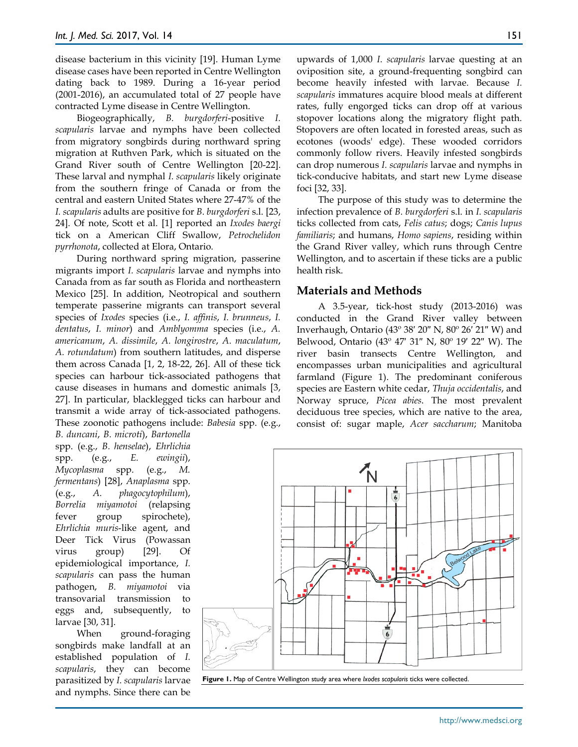disease bacterium in this vicinity [19]. Human Lyme disease cases have been reported in Centre Wellington dating back to 1989. During a 16-year period (2001-2016), an accumulated total of 27 people have contracted Lyme disease in Centre Wellington.

Biogeographically, *B. burgdorferi*-positive *I. scapularis* larvae and nymphs have been collected from migratory songbirds during northward spring migration at Ruthven Park, which is situated on the Grand River south of Centre Wellington [20-22]. These larval and nymphal *I. scapularis* likely originate from the southern fringe of Canada or from the central and eastern United States where 27-47% of the *I. scapularis* adults are positive for *B. burgdorferi* s.l. [23, 24]. Of note, Scott et al. [1] reported an *Ixodes baergi* tick on a American Cliff Swallow, *Petrochelidon pyrrhonota*, collected at Elora, Ontario.

During northward spring migration, passerine migrants import *I. scapularis* larvae and nymphs into Canada from as far south as Florida and northeastern Mexico [25]. In addition, Neotropical and southern temperate passerine migrants can transport several species of *Ixodes* species (i.e., *I. affinis*, *I. brunneus*, *I. dentatus*, *I. minor*) and *Amblyomma* species (i.e., *A. americanum*, *A. dissimile*, *A. longirostre*, *A. maculatum*, *A. rotundatum*) from southern latitudes, and disperse them across Canada [1, 2, 18-22, 26]. All of these tick species can harbour tick-associated pathogens that cause diseases in humans and domestic animals [3, 27]. In particular, blacklegged ticks can harbour and transmit a wide array of tick-associated pathogens. These zoonotic pathogens include: *Babesia* spp. (e.g., *B. duncani*, *B. microti*), *Bartonella* spp. (e.g., *B. henselae*), *Ehrlichia* spp. (e.g., *E. ewingii*), *Mycoplasma* spp. (e.g., *M. fermentans*) [28], *Anaplasma* spp. (e.g., *A. phagocytophilum*), *Borrelia miyamotoi* (relapsing fever group spirochete), *Ehrlichia muris*-like agent, and Deer Tick Virus (Powassan virus group) [29]. Of epidemiological importance, *I. scapularis* can pass the human pathogen, *B. miyamotoi* via transovarial transmission to eggs and, subsequently, to larvae [30, 31].

When ground-foraging songbirds make landfall at an established population of *I. scapularis*, they can become parasitized by *I. scapularis* larvae and nymphs. Since there can be upwards of 1,000 *I. scapularis* larvae questing at an oviposition site, a ground-frequenting songbird can become heavily infested with larvae. Because *I. scapularis* immatures acquire blood meals at different rates, fully engorged ticks can drop off at various stopover locations along the migratory flight path. Stopovers are often located in forested areas, such as ecotones (woods' edge). These wooded corridors commonly follow rivers. Heavily infested songbirds can drop numerous *I. scapularis* larvae and nymphs in tick-conducive habitats, and start new Lyme disease foci [32, 33].

The purpose of this study was to determine the infection prevalence of *B. burgdorferi* s.l. in *I. scapularis* ticks collected from cats, *Felis catus*; dogs; *Canis lupus familiaris*; and humans, *Homo sapiens*, residing within the Grand River valley, which runs through Centre Wellington, and to ascertain if these ticks are a public health risk.

## Materials and Methods

A 3.5-year, tick-host study (2013-2016) was conducted in the Grand River valley between Inverhaugh, Ontario (43° 38′ 20″ N, 80° 26′ 21″ W) and Belwood, Ontario (43° 47′ 31″ N, 80° 19′ 22″ W). The river basin transects Centre Wellington, and encompasses urban municipalities and agricultural farmland (Figure 1). The predominant coniferous species are Eastern white cedar, *Thuja occidentalis*, and Norway spruce, *Picea abies*. The most prevalent deciduous tree species, which are native to the area, consist of: sugar maple, *Acer saccharum*; Manitoba

**Figure 1.** Map of Centre Wellington study area where *Ixodes scapularis* ticks were collected.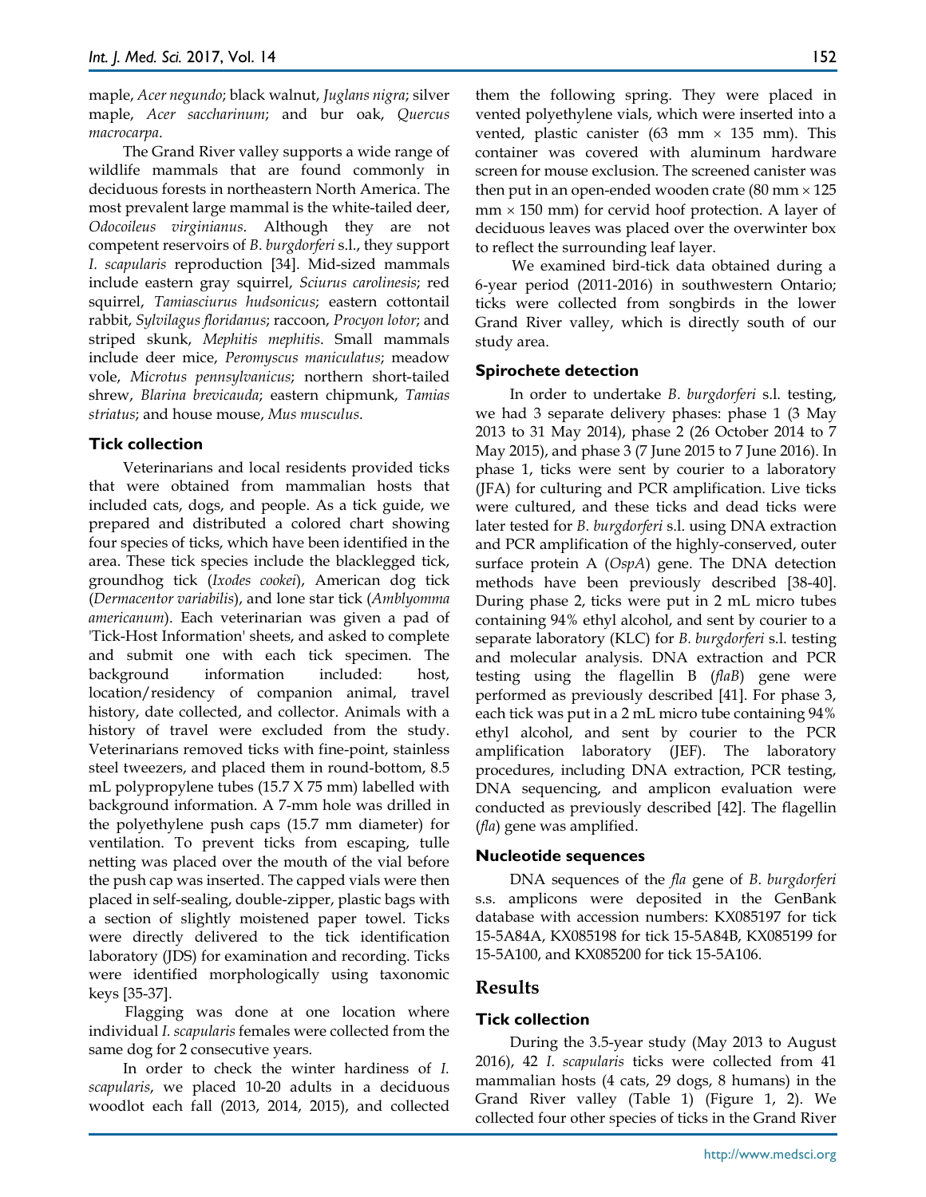maple, *Acer negundo*; black walnut, *Juglans nigra*; silver maple, *Acer saccharinum*; and bur oak, *Quercus macrocarpa*.

The Grand River valley supports a wide range of wildlife mammals that are found commonly in deciduous forests in northeastern North America. The most prevalent large mammal is the white-tailed deer, *Odocoileus virginianus*. Although they are not competent reservoirs of *B. burgdorferi* s.l., they support *I. scapularis* reproduction [34]. Mid-sized mammals include eastern gray squirrel, *Sciurus carolinesis*; red squirrel, *Tamiasciurus hudsonicus*; eastern cottontail rabbit, *Sylvilagus floridanus*; raccoon, *Procyon lotor*; and striped skunk, *Mephitis mephitis*. Small mammals include deer mice, *Peromyscus maniculatus*; meadow vole, *Microtus pennsylvanicus*; northern short-tailed shrew, *Blarina brevicauda*; eastern chipmunk, *Tamias striatus*; and house mouse, *Mus musculus*.

### Tick collection

Veterinarians and local residents provided ticks that were obtained from mammalian hosts that included cats, dogs, and people. As a tick guide, we prepared and distributed a colored chart showing four species of ticks, which have been identified in the area. These tick species include the blacklegged tick, groundhog tick (*Ixodes cookei*), American dog tick (*Dermacentor variabilis*), and lone star tick (*Amblyomma americanum*). Each veterinarian was given a pad of 'Tick-Host Information' sheets, and asked to complete and submit one with each tick specimen. The background information included: host, location/residency of companion animal, travel history, date collected, and collector. Animals with a history of travel were excluded from the study. Veterinarians removed ticks with fine-point, stainless steel tweezers, and placed them in round-bottom, 8.5 mL polypropylene tubes (15.7 X 75 mm) labelled with background information. A 7-mm hole was drilled in the polyethylene push caps (15.7 mm diameter) for ventilation. To prevent ticks from escaping, tulle netting was placed over the mouth of the vial before the push cap was inserted. The capped vials were then placed in self-sealing, double-zipper, plastic bags with a section of slightly moistened paper towel. Ticks were directly delivered to the tick identification laboratory (JDS) for examination and recording. Ticks were identified morphologically using taxonomic keys [35-37].

Flagging was done at one location where individual *I. scapularis* females were collected from the same dog for 2 consecutive years.

In order to check the winter hardiness of *I. scapularis*, we placed 10-20 adults in a deciduous woodlot each fall (2013, 2014, 2015), and collected them the following spring. They were placed in vented polyethylene vials, which were inserted into a vented, plastic canister (63 mm × 135 mm). This container was covered with aluminum hardware screen for mouse exclusion. The screened canister was then put in an open-ended wooden crate (80 mm × 125 mm × 150 mm) for cervid hoof protection. A layer of deciduous leaves was placed over the overwinter box to reflect the surrounding leaf layer.

We examined bird-tick data obtained during a 6-year period (2011-2016) in southwestern Ontario; ticks were collected from songbirds in the lower Grand River valley, which is directly south of our study area.

### Spirochete detection

In order to undertake *B. burgdorferi* s.l. testing, we had 3 separate delivery phases: phase 1 (3 May 2013 to 31 May 2014), phase 2 (26 October 2014 to 7 May 2015), and phase 3 (7 June 2015 to 7 June 2016). In phase 1, ticks were sent by courier to a laboratory (JFA) for culturing and PCR amplification. Live ticks were cultured, and these ticks and dead ticks were later tested for *B. burgdorferi* s.l. using DNA extraction and PCR amplification of the highly-conserved, outer surface protein A (*OspA*) gene. The DNA detection methods have been previously described [38-40]. During phase 2, ticks were put in 2 mL micro tubes containing 94% ethyl alcohol, and sent by courier to a separate laboratory (KLC) for *B. burgdorferi* s.l. testing and molecular analysis. DNA extraction and PCR testing using the flagellin B (*flaB*) gene were performed as previously described [41]. For phase 3, each tick was put in a 2 mL micro tube containing 94% ethyl alcohol, and sent by courier to the PCR amplification laboratory (JEF). The laboratory procedures, including DNA extraction, PCR testing, DNA sequencing, and amplicon evaluation were conducted as previously described [42]. The flagellin (*fla*) gene was amplified.

### Nucleotide sequences

DNA sequences of the *fla* gene of *B. burgdorferi* s.s. amplicons were deposited in the GenBank database with accession numbers: KX085197 for tick 15-5A84A, KX085198 for tick 15-5A84B, KX085199 for 15-5A100, and KX085200 for tick 15-5A106.

## Results

### Tick collection

During the 3.5-year study (May 2013 to August 2016), 42 *I. scapularis* ticks were collected from 41 mammalian hosts (4 cats, 29 dogs, 8 humans) in the Grand River valley (Table 1) (Figure 1, 2). We collected four other species of ticks in the Grand River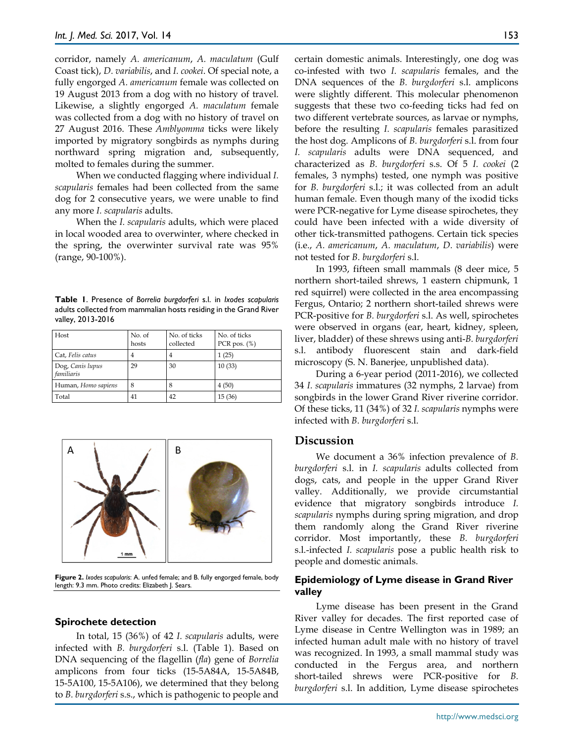corridor, namely *A. americanum*, *A. maculatum* (Gulf Coast tick), *D. variabilis*, and *I. cookei*. Of special note, a fully engorged *A. americanum* female was collected on 19 August 2013 from a dog with no history of travel. Likewise, a slightly engorged *A. maculatum* female was collected from a dog with no history of travel on 27 August 2016. These *Amblyomma* ticks were likely imported by migratory songbirds as nymphs during northward spring migration and, subsequently, molted to females during the summer.

When we conducted flagging where individual *I. scapularis* females had been collected from the same dog for 2 consecutive years, we were unable to find any more *I. scapularis* adults.

When the *I. scapularis* adults, which were placed in local wooded area to overwinter, where checked in the spring, the overwinter survival rate was 95% (range, 90-100%).

**Table 1**. Presence of *Borrelia burgdorferi* s.l. in *Ixodes scapularis* adults collected from mammalian hosts residing in the Grand River valley, 2013-2016

| Host | No. of hosts | No. of ticks collected | No. of ticks PCR pos. (%) |
|---|---|---|---|
| Cat, *Felis catus* | 4 | 4 | 1 (25) |
| Dog, *Canis lupus familiaris* | 29 | 30 | 10 (33) |
| Human, *Homo sapiens* | 8 | 8 | 4 (50) |
| Total | 41 | 42 | 15 (36) |

**Figure 2.** *Ixodes scapularis*: A. unfed female; and B. fully engorged female, body length: 9.3 mm. Photo credits: Elizabeth J. Sears.

### Spirochete detection

In total, 15 (36%) of 42 *I. scapularis* adults, were infected with *B. burgdorferi* s.l. (Table 1). Based on DNA sequencing of the flagellin (*fla*) gene of *Borrelia* amplicons from four ticks (15-5A84A, 15-5A84B, 15-5A100, 15-5A106), we determined that they belong to *B. burgdorferi* s.s., which is pathogenic to people and certain domestic animals. Interestingly, one dog was co-infested with two *I. scapularis* females, and the DNA sequences of the *B. burgdorferi* s.l. amplicons were slightly different. This molecular phenomenon suggests that these two co-feeding ticks had fed on two different vertebrate sources, as larvae or nymphs, before the resulting *I. scapularis* females parasitized the host dog. Amplicons of *B. burgdorferi* s.l. from four *I. scapularis* adults were DNA sequenced, and characterized as *B. burgdorferi* s.s. Of 5 *I. cookei* (2 females, 3 nymphs) tested, one nymph was positive for *B. burgdorferi* s.l.; it was collected from an adult human female. Even though many of the ixodid ticks were PCR-negative for Lyme disease spirochetes, they could have been infected with a wide diversity of other tick-transmitted pathogens. Certain tick species (i.e., *A. americanum*, *A. maculatum*, *D. variabilis*) were not tested for *B. burgdorferi* s.l.

In 1993, fifteen small mammals (8 deer mice, 5 northern short-tailed shrews, 1 eastern chipmunk, 1 red squirrel) were collected in the area encompassing Fergus, Ontario; 2 northern short-tailed shrews were PCR-positive for *B. burgdorferi* s.l. As well, spirochetes were observed in organs (ear, heart, kidney, spleen, liver, bladder) of these shrews using anti-*B. burgdorferi* s.l. antibody fluorescent stain and dark-field microscopy (S. N. Banerjee, unpublished data).

During a 6-year period (2011-2016), we collected 34 *I. scapularis* immatures (32 nymphs, 2 larvae) from songbirds in the lower Grand River riverine corridor. Of these ticks, 11 (34%) of 32 *I. scapularis* nymphs were infected with *B. burgdorferi* s.l.

## Discussion

We document a 36% infection prevalence of *B. burgdorferi* s.l. in *I. scapularis* adults collected from dogs, cats, and people in the upper Grand River valley. Additionally, we provide circumstantial evidence that migratory songbirds introduce *I. scapularis* nymphs during spring migration, and drop them randomly along the Grand River riverine corridor. Most importantly, these *B. burgdorferi* s.l.-infected *I. scapularis* pose a public health risk to people and domestic animals.

### Epidemiology of Lyme disease in Grand River valley

Lyme disease has been present in the Grand River valley for decades. The first reported case of Lyme disease in Centre Wellington was in 1989; an infected human adult male with no history of travel was recognized. In 1993, a small mammal study was conducted in the Fergus area, and northern short-tailed shrews were PCR-positive for *B. burgdorferi* s.l. In addition, Lyme disease spirochetes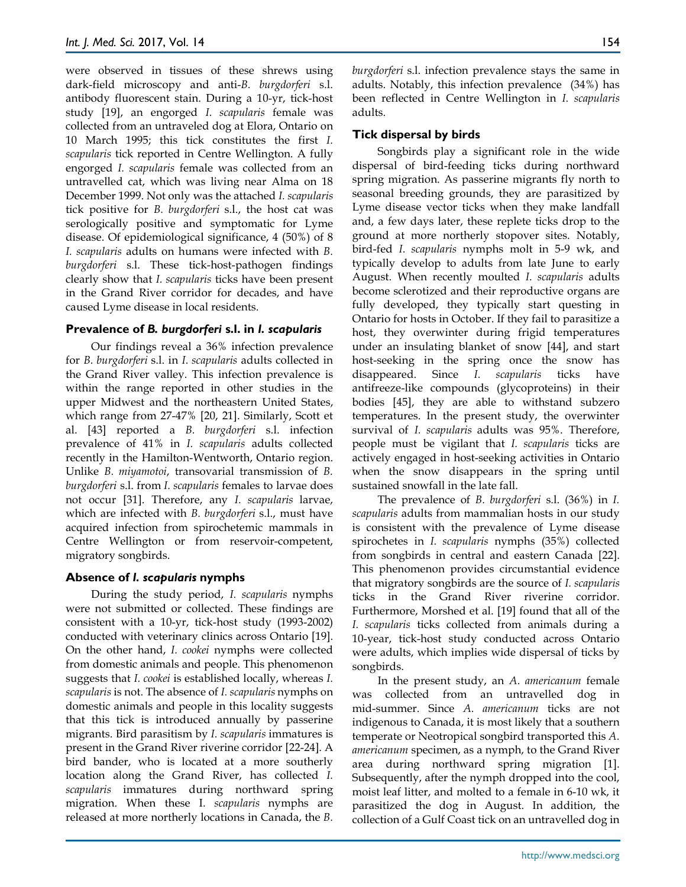were observed in tissues of these shrews using dark-field microscopy and anti-*B. burgdorferi* s.l. antibody fluorescent stain. During a 10-yr, tick-host study [19], an engorged *I. scapularis* female was collected from an untraveled dog at Elora, Ontario on 10 March 1995; this tick constitutes the first *I. scapularis* tick reported in Centre Wellington. A fully engorged *I. scapularis* female was collected from an untravelled cat, which was living near Alma on 18 December 1999. Not only was the attached *I. scapularis* tick positive for *B. burgdorferi* s.l., the host cat was serologically positive and symptomatic for Lyme disease. Of epidemiological significance, 4 (50%) of 8 *I. scapularis* adults on humans were infected with *B. burgdorferi* s.l. These tick-host-pathogen findings clearly show that *I. scapularis* ticks have been present in the Grand River corridor for decades, and have caused Lyme disease in local residents.

### Prevalence of *B. burgdorferi* s.l. in *I. scapularis*

Our findings reveal a 36% infection prevalence for *B. burgdorferi* s.l. in *I. scapularis* adults collected in the Grand River valley. This infection prevalence is within the range reported in other studies in the upper Midwest and the northeastern United States, which range from 27-47% [20, 21]. Similarly, Scott et al. [43] reported a *B. burgdorferi* s.l. infection prevalence of 41% in *I. scapularis* adults collected recently in the Hamilton-Wentworth, Ontario region. Unlike *B. miyamotoi*, transovarial transmission of *B. burgdorferi* s.l. from *I. scapularis* females to larvae does not occur [31]. Therefore, any *I. scapularis* larvae, which are infected with *B. burgdorferi* s.l., must have acquired infection from spirochetemic mammals in Centre Wellington or from reservoir-competent, migratory songbirds.

### Absence of *I. scapularis* nymphs

During the study period, *I. scapularis* nymphs were not submitted or collected. These findings are consistent with a 10-yr, tick-host study (1993-2002) conducted with veterinary clinics across Ontario [19]. On the other hand, *I. cookei* nymphs were collected from domestic animals and people. This phenomenon suggests that *I. cookei* is established locally, whereas *I. scapularis* is not. The absence of *I. scapularis* nymphs on domestic animals and people in this locality suggests that this tick is introduced annually by passerine migrants. Bird parasitism by *I. scapularis* immatures is present in the Grand River riverine corridor [22-24]. A bird bander, who is located at a more southerly location along the Grand River, has collected *I. scapularis* immatures during northward spring migration. When these I. *scapularis* nymphs are released at more northerly locations in Canada, the *B. burgdorferi* s.l. infection prevalence stays the same in adults. Notably, this infection prevalence (34%) has been reflected in Centre Wellington in *I. scapularis* adults.

### Tick dispersal by birds

Songbirds play a significant role in the wide dispersal of bird-feeding ticks during northward spring migration. As passerine migrants fly north to seasonal breeding grounds, they are parasitized by Lyme disease vector ticks when they make landfall and, a few days later, these replete ticks drop to the ground at more northerly stopover sites. Notably, bird-fed *I. scapularis* nymphs molt in 5-9 wk, and typically develop to adults from late June to early August. When recently moulted *I. scapularis* adults become sclerotized and their reproductive organs are fully developed, they typically start questing in Ontario for hosts in October. If they fail to parasitize a host, they overwinter during frigid temperatures under an insulating blanket of snow [44], and start host-seeking in the spring once the snow has disappeared. Since *I. scapularis* ticks have antifreeze-like compounds (glycoproteins) in their bodies [45], they are able to withstand subzero temperatures. In the present study, the overwinter survival of *I. scapularis* adults was 95%. Therefore, people must be vigilant that *I. scapularis* ticks are actively engaged in host-seeking activities in Ontario when the snow disappears in the spring until sustained snowfall in the late fall.

The prevalence of *B. burgdorferi* s.l. (36%) in *I. scapularis* adults from mammalian hosts in our study is consistent with the prevalence of Lyme disease spirochetes in *I. scapularis* nymphs (35%) collected from songbirds in central and eastern Canada [22]. This phenomenon provides circumstantial evidence that migratory songbirds are the source of *I. scapularis* ticks in the Grand River riverine corridor. Furthermore, Morshed et al. [19] found that all of the *I. scapularis* ticks collected from animals during a 10-year, tick-host study conducted across Ontario were adults, which implies wide dispersal of ticks by songbirds.

In the present study, an *A. americanum* female was collected from an untravelled dog in mid-summer. Since *A. americanum* ticks are not indigenous to Canada, it is most likely that a southern temperate or Neotropical songbird transported this *A. americanum* specimen, as a nymph, to the Grand River area during northward spring migration [1]. Subsequently, after the nymph dropped into the cool, moist leaf litter, and molted to a female in 6-10 wk, it parasitized the dog in August. In addition, the collection of a Gulf Coast tick on an untravelled dog in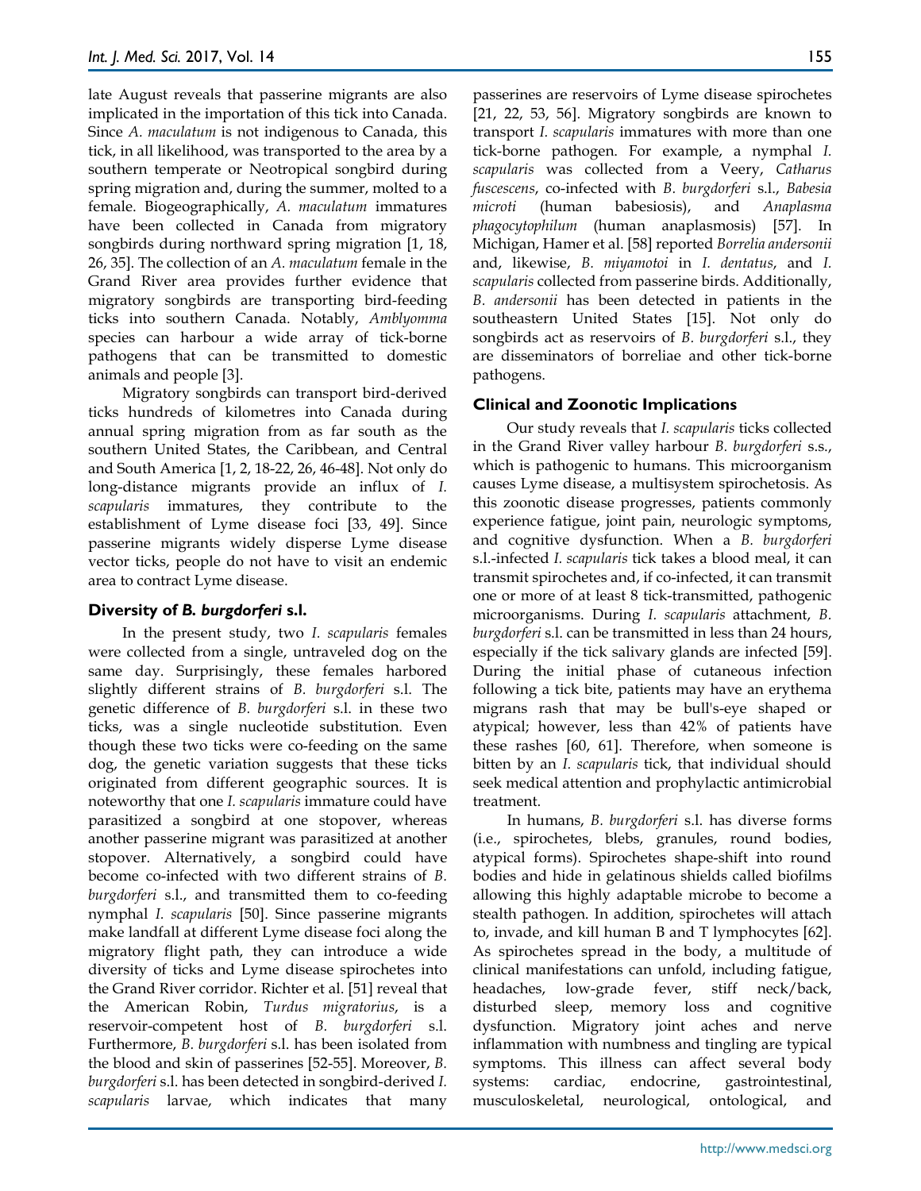late August reveals that passerine migrants are also implicated in the importation of this tick into Canada. Since *A. maculatum* is not indigenous to Canada, this tick, in all likelihood, was transported to the area by a southern temperate or Neotropical songbird during spring migration and, during the summer, molted to a female. Biogeographically, *A. maculatum* immatures have been collected in Canada from migratory songbirds during northward spring migration [1, 18, 26, 35]. The collection of an *A. maculatum* female in the Grand River area provides further evidence that migratory songbirds are transporting bird-feeding ticks into southern Canada. Notably, *Amblyomma* species can harbour a wide array of tick-borne pathogens that can be transmitted to domestic animals and people [3].

Migratory songbirds can transport bird-derived ticks hundreds of kilometres into Canada during annual spring migration from as far south as the southern United States, the Caribbean, and Central and South America [1, 2, 18-22, 26, 46-48]. Not only do long-distance migrants provide an influx of *I. scapularis* immatures, they contribute to the establishment of Lyme disease foci [33, 49]. Since passerine migrants widely disperse Lyme disease vector ticks, people do not have to visit an endemic area to contract Lyme disease.

### Diversity of *B. burgdorferi* s.l.

In the present study, two *I. scapularis* females were collected from a single, untraveled dog on the same day. Surprisingly, these females harbored slightly different strains of *B. burgdorferi* s.l. The genetic difference of *B. burgdorferi* s.l. in these two ticks, was a single nucleotide substitution. Even though these two ticks were co-feeding on the same dog, the genetic variation suggests that these ticks originated from different geographic sources. It is noteworthy that one *I. scapularis* immature could have parasitized a songbird at one stopover, whereas another passerine migrant was parasitized at another stopover. Alternatively, a songbird could have become co-infected with two different strains of *B. burgdorferi* s.l., and transmitted them to co-feeding nymphal *I. scapularis* [50]. Since passerine migrants make landfall at different Lyme disease foci along the migratory flight path, they can introduce a wide diversity of ticks and Lyme disease spirochetes into the Grand River corridor. Richter et al. [51] reveal that the American Robin, *Turdus migratorius*, is a reservoir-competent host of *B. burgdorferi* s.l. Furthermore, *B. burgdorferi* s.l. has been isolated from the blood and skin of passerines [52-55]. Moreover, *B. burgdorferi* s.l. has been detected in songbird-derived *I. scapularis* larvae, which indicates that many passerines are reservoirs of Lyme disease spirochetes [21, 22, 53, 56]. Migratory songbirds are known to transport *I. scapularis* immatures with more than one tick-borne pathogen. For example, a nymphal *I. scapularis* was collected from a Veery, *Catharus fuscescens*, co-infected with *B. burgdorferi* s.l., *Babesia microti* (human babesiosis), and *Anaplasma phagocytophilum* (human anaplasmosis) [57]. In Michigan, Hamer et al. [58] reported *Borrelia andersonii* and, likewise, *B. miyamotoi* in *I. dentatus*, and *I. scapularis* collected from passerine birds. Additionally, *B. andersonii* has been detected in patients in the southeastern United States [15]. Not only do songbirds act as reservoirs of *B. burgdorferi* s.l., they are disseminators of borreliae and other tick-borne pathogens.

### Clinical and Zoonotic Implications

Our study reveals that *I. scapularis* ticks collected in the Grand River valley harbour *B. burgdorferi* s.s., which is pathogenic to humans. This microorganism causes Lyme disease, a multisystem spirochetosis. As this zoonotic disease progresses, patients commonly experience fatigue, joint pain, neurologic symptoms, and cognitive dysfunction. When a *B. burgdorferi* s.l.-infected *I. scapularis* tick takes a blood meal, it can transmit spirochetes and, if co-infected, it can transmit one or more of at least 8 tick-transmitted, pathogenic microorganisms. During *I. scapularis* attachment, *B. burgdorferi* s.l. can be transmitted in less than 24 hours, especially if the tick salivary glands are infected [59]. During the initial phase of cutaneous infection following a tick bite, patients may have an erythema migrans rash that may be bull's-eye shaped or atypical; however, less than 42% of patients have these rashes [60, 61]. Therefore, when someone is bitten by an *I. scapularis* tick, that individual should seek medical attention and prophylactic antimicrobial treatment.

In humans, *B. burgdorferi* s.l. has diverse forms (i.e., spirochetes, blebs, granules, round bodies, atypical forms). Spirochetes shape-shift into round bodies and hide in gelatinous shields called biofilms allowing this highly adaptable microbe to become a stealth pathogen. In addition, spirochetes will attach to, invade, and kill human B and T lymphocytes [62]. As spirochetes spread in the body, a multitude of clinical manifestations can unfold, including fatigue, headaches, low-grade fever, stiff neck/back, disturbed sleep, memory loss and cognitive dysfunction. Migratory joint aches and nerve inflammation with numbness and tingling are typical symptoms. This illness can affect several body systems: cardiac, endocrine, gastrointestinal, musculoskeletal, neurological, ontological, and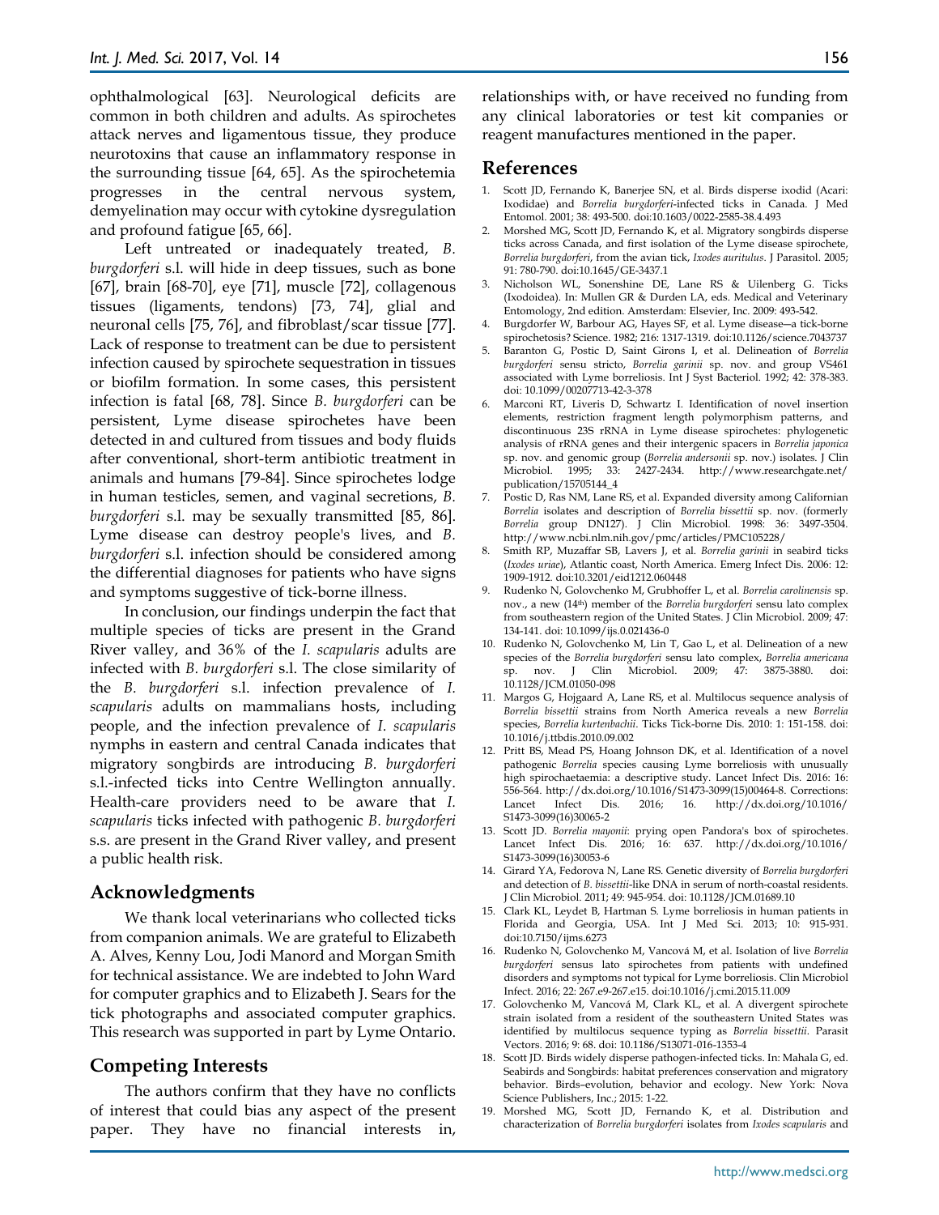ophthalmological [63]. Neurological deficits are common in both children and adults. As spirochetes attack nerves and ligamentous tissue, they produce neurotoxins that cause an inflammatory response in the surrounding tissue [64, 65]. As the spirochetemia progresses in the central nervous system, demyelination may occur with cytokine dysregulation and profound fatigue [65, 66].

Left untreated or inadequately treated, *B. burgdorferi* s.l. will hide in deep tissues, such as bone [67], brain [68-70], eye [71], muscle [72], collagenous tissues (ligaments, tendons) [73, 74], glial and neuronal cells [75, 76], and fibroblast/scar tissue [77]. Lack of response to treatment can be due to persistent infection caused by spirochete sequestration in tissues or biofilm formation. In some cases, this persistent infection is fatal [68, 78]. Since *B. burgdorferi* can be persistent, Lyme disease spirochetes have been detected in and cultured from tissues and body fluids after conventional, short-term antibiotic treatment in animals and humans [79-84]. Since spirochetes lodge in human testicles, semen, and vaginal secretions, *B. burgdorferi* s.l. may be sexually transmitted [85, 86]. Lyme disease can destroy people's lives, and *B. burgdorferi* s.l. infection should be considered among the differential diagnoses for patients who have signs and symptoms suggestive of tick-borne illness.

In conclusion, our findings underpin the fact that multiple species of ticks are present in the Grand River valley, and 36% of the *I. scapularis* adults are infected with *B. burgdorferi* s.l. The close similarity of the *B. burgdorferi* s.l. infection prevalence of *I. scapularis* adults on mammalians hosts, including people, and the infection prevalence of *I. scapularis* nymphs in eastern and central Canada indicates that migratory songbirds are introducing *B. burgdorferi* s.l.-infected ticks into Centre Wellington annually. Health-care providers need to be aware that *I. scapularis* ticks infected with pathogenic *B. burgdorferi* s.s. are present in the Grand River valley, and present a public health risk.

## Acknowledgments

We thank local veterinarians who collected ticks from companion animals. We are grateful to Elizabeth A. Alves, Kenny Lou, Jodi Manord and Morgan Smith for technical assistance. We are indebted to John Ward for computer graphics and to Elizabeth J. Sears for the tick photographs and associated computer graphics. This research was supported in part by Lyme Ontario.

## Competing Interests

The authors confirm that they have no conflicts of interest that could bias any aspect of the present paper. They have no financial interests in, relationships with, or have received no funding from any clinical laboratories or test kit companies or reagent manufactures mentioned in the paper.

## References

1. Scott JD, Fernando K, Banerjee SN, et al. Birds disperse ixodid (Acari: Ixodidae) and *Borrelia burgdorferi*-infected ticks in Canada. J Med Entomol. 2001; 38: 493-500. doi:10.1603/0022-2585-38.4.493
2. Morshed MG, Scott JD, Fernando K, et al. Migratory songbirds disperse ticks across Canada, and first isolation of the Lyme disease spirochete, *Borrelia burgdorferi*, from the avian tick, *Ixodes auritulus*. J Parasitol. 2005; 91: 780-790. doi:10.1645/GE-3437.1
3. Nicholson WL, Sonenshine DE, Lane RS & Uilenberg G. Ticks (Ixodoidea). In: Mullen GR & Durden LA, eds. Medical and Veterinary Entomology, 2nd edition. Amsterdam: Elsevier, Inc. 2009: 493-542.
4. Burgdorfer W, Barbour AG, Hayes SF, et al. Lyme disease—a tick-borne spirochetosis? Science. 1982; 216: 1317-1319. doi:10.1126/science.7043737
5. Baranton G, Postic D, Saint Girons I, et al. Delineation of *Borrelia burgdorferi* sensu stricto, *Borrelia garinii* sp. nov. and group VS461 associated with Lyme borreliosis. Int J Syst Bacteriol. 1992; 42: 378-383. doi: 10.1099/00207713-42-3-378
6. Marconi RT, Liveris D, Schwartz I. Identification of novel insertion elements, restriction fragment length polymorphism patterns, and discontinuous 23S rRNA in Lyme disease spirochetes: phylogenetic analysis of rRNA genes and their intergenic spacers in *Borrelia japonica* sp. nov. and genomic group (*Borrelia andersonii* sp. nov.) isolates. J Clin Microbiol. 1995; 33: 2427-2434. http://www.researchgate.net/publication/15705144_4
7. Postic D, Ras NM, Lane RS, et al. Expanded diversity among Californian *Borrelia* isolates and description of *Borrelia bissettii* sp. nov. (formerly *Borrelia* group DN127). J Clin Microbiol. 1998: 36: 3497-3504. http://www.ncbi.nlm.nih.gov/pmc/articles/PMC105228/
8. Smith RP, Muzaffar SB, Lavers J, et al. *Borrelia garinii* in seabird ticks (*Ixodes uriae*), Atlantic coast, North America. Emerg Infect Dis. 2006: 12: 1909-1912. doi:10.3201/eid1212.060448
9. Rudenko N, Golovchenko M, Grubhoffer L, et al. *Borrelia carolinensis* sp. nov., a new (14th) member of the *Borrelia burgdorferi* sensu lato complex from southeastern region of the United States. J Clin Microbiol. 2009; 47: 134-141. doi: 10.1099/ijs.0.021436-0
10. Rudenko N, Golovchenko M, Lin T, Gao L, et al. Delineation of a new species of the *Borrelia burgdorferi* sensu lato complex, *Borrelia americana* sp. nov. J Clin Microbiol. 2009; 47: 3875-3880. doi: 10.1128/JCM.01050-098
11. Margos G, Hojgaard A, Lane RS, et al. Multilocus sequence analysis of *Borrelia bissettii* strains from North America reveals a new *Borrelia* species, *Borrelia kurtenbachii*. Ticks Tick-borne Dis. 2010: 1: 151-158. doi: 10.1016/j.ttbdis.2010.09.002
12. Pritt BS, Mead PS, Hoang Johnson DK, et al. Identification of a novel pathogenic *Borrelia* species causing Lyme borreliosis with unusually high spirochaetemia: a descriptive study. Lancet Infect Dis. 2016: 16: 556-564. http://dx.doi.org/10.1016/S1473-3099(15)00464-8. Corrections: Lancet Infect Dis. 2016; 16. http://dx.doi.org/10.1016/S1473-3099(16)30065-2
13. Scott JD. *Borrelia mayonii*: prying open Pandora's box of spirochetes. Lancet Infect Dis. 2016; 16: 637. http://dx.doi.org/10.1016/S1473-3099(16)30053-6
14. Girard YA, Fedorova N, Lane RS. Genetic diversity of *Borrelia burgdorferi* and detection of *B. bissettii*-like DNA in serum of north-coastal residents. J Clin Microbiol. 2011; 49: 945-954. doi: 10.1128/JCM.01689.10
15. Clark KL, Leydet B, Hartman S. Lyme borreliosis in human patients in Florida and Georgia, USA. Int J Med Sci. 2013; 10: 915-931. doi:10.7150/ijms.6273
16. Rudenko N, Golovchenko M, Vancová M, et al. Isolation of live *Borrelia burgdorferi* sensus lato spirochetes from patients with undefined disorders and symptoms not typical for Lyme borreliosis. Clin Microbiol Infect. 2016; 22: 267.e9-267.e15. doi:10.1016/j.cmi.2015.11.009
17. Golovchenko M, Vancová M, Clark KL, et al. A divergent spirochete strain isolated from a resident of the southeastern United States was identified by multilocus sequence typing as *Borrelia bissettii*. Parasit Vectors. 2016; 9: 68. doi: 10.1186/S13071-016-1353-4
18. Scott JD. Birds widely disperse pathogen-infected ticks. In: Mahala G, ed. Seabirds and Songbirds: habitat preferences conservation and migratory behavior. Birds–evolution, behavior and ecology. New York: Nova Science Publishers, Inc.; 2015: 1-22.
19. Morshed MG, Scott JD, Fernando K, et al. Distribution and characterization of *Borrelia burgdorferi* isolates from *Ixodes scapularis* and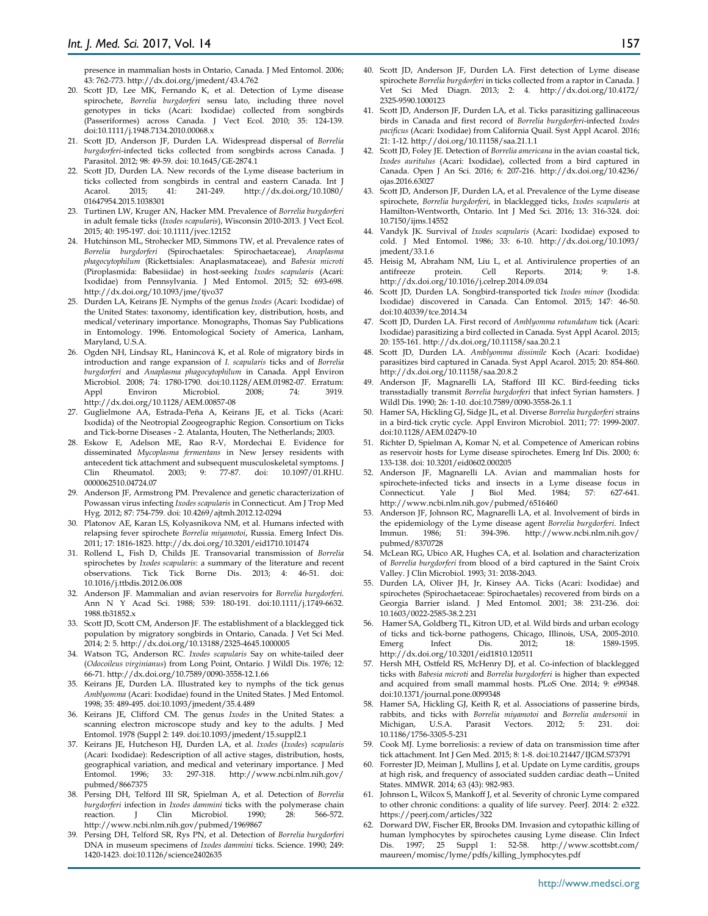presence in mammalian hosts in Ontario, Canada. J Med Entomol. 2006; 43: 762-773. http://dx.doi.org/jmedent/43.4.762

20. Scott JD, Lee MK, Fernando K, et al. Detection of Lyme disease spirochete, *Borrelia burgdorferi* sensu lato, including three novel genotypes in ticks (Acari: Ixodidae) collected from songbirds (Passeriformes) across Canada. J Vect Ecol. 2010; 35: 124-139. doi:10.1111/j.1948.7134.2010.00068.x
21. Scott JD, Anderson JF, Durden LA. Widespread dispersal of *Borrelia burgdorferi*-infected ticks collected from songbirds across Canada. J Parasitol. 2012; 98: 49-59. doi: 10.1645/GE-2874.1
22. Scott JD, Durden LA. New records of the Lyme disease bacterium in ticks collected from songbirds in central and eastern Canada. Int J Acarol. 2015; 41: 241-249. http://dx.doi.org/10.1080/01647954.2015.1038301
23. Turtinen LW, Kruger AN, Hacker MM. Prevalence of *Borrelia burgdorferi* in adult female ticks (*Ixodes scapularis*), Wisconsin 2010-2013. J Vect Ecol. 2015; 40: 195-197. doi: 10.1111/jvec.12152
24. Hutchinson ML, Strohecker MD, Simmons TW, et al. Prevalence rates of *Borrelia burgdorferi* (Spirochaetales: Spirochaetaceae), *Anaplasma phagocytophilum* (Rickettsiales: Anaplasmataceae), and *Babesia microti* (Piroplasmida: Babesiidae) in host-seeking *Ixodes scapularis* (Acari: Ixodidae) from Pennsylvania. J Med Entomol. 2015; 52: 693-698. http://dx.doi.org/10.1093/jme/tjvo37
25. Durden LA, Keirans JE. Nymphs of the genus *Ixodes* (Acari: Ixodidae) of the United States: taxonomy, identification key, distribution, hosts, and medical/veterinary importance. Monographs, Thomas Say Publications in Entomology. 1996. Entomological Society of America, Lanham, Maryland, U.S.A.
26. Ogden NH, Lindsay RL, Hanincová K, et al. Role of migratory birds in introduction and range expansion of *I. scapularis* ticks and of *Borrelia burgdorferi* and *Anaplasma phagocytophilum* in Canada. Appl Environ Microbiol. 2008; 74: 1780-1790. doi:10.1128/AEM.01982-07. Erratum: Appl Environ Microbiol. 2008; 74: 3919. http://dx.doi.org/10.1128/AEM.00857-08
27. Guglielmone AA, Estrada-Peña A, Keirans JE, et al. Ticks (Acari: Ixodida) of the Neotropial Zoogeographic Region. Consortium on Ticks and Tick-borne Diseases - 2. Atalanta, Houten, The Netherlands; 2003.
28. Eskow E, Adelson ME, Rao R-V, Mordechai E. Evidence for disseminated *Mycoplasma fermentans* in New Jersey residents with antecedent tick attachment and subsequent musculoskeletal symptoms. J Clin Rheumatol. 2003; 9: 77-87. doi: 10.1097/01.RHU.0000062510.04724.07
29. Anderson JF, Armstrong PM. Prevalence and genetic characterization of Powassan virus infecting *Ixodes scapularis* in Connecticut. Am J Trop Med Hyg. 2012; 87: 754-759. doi: 10.4269/ajtmh.2012.12-0294
30. Platonov AE, Karan LS, Kolyasnikova NM, et al. Humans infected with relapsing fever spirochete *Borrelia miyamotoi*, Russia. Emerg Infect Dis. 2011; 17: 1816-1823. http://dx.doi.org/10.3201/eid1710.101474
31. Rollend L, Fish D, Childs JE. Transovarial transmission of *Borrelia* spirochetes by *Ixodes scapularis*: a summary of the literature and recent observations. Tick Tick Borne Dis. 2013; 4: 46-51. doi: 10.1016/j.ttbdis.2012.06.008
32. Anderson JF. Mammalian and avian reservoirs for *Borrelia burgdorferi*. Ann N Y Acad Sci. 1988; 539: 180-191. doi:10.1111/j.1749-6632.1988.tb31852.x
33. Scott JD, Scott CM, Anderson JF. The establishment of a blacklegged tick population by migratory songbirds in Ontario, Canada. J Vet Sci Med. 2014; 2: 5. http://dx.doi.org/10.13188/2325-4645.1000005
34. Watson TG, Anderson RC. *Ixodes scapularis* Say on white-tailed deer (*Odocoileus virginianus*) from Long Point, Ontario. J Wildl Dis. 1976; 12: 66-71. http://dx.doi.org/10.7589/0090-3558-12.1.66
35. Keirans JE, Durden LA. Illustrated key to nymphs of the tick genus *Amblyomma* (Acari: Ixodidae) found in the United States. J Med Entomol. 1998; 35: 489-495. doi:10.1093/jmedent/35.4.489
36. Keirans JE, Clifford CM. The genus *Ixodes* in the United States: a scanning electron microscope study and key to the adults. J Med Entomol. 1978 (Suppl 2: 149. doi:10.1093/jmedent/15.suppl2.1
37. Keirans JE, Hutcheson HJ, Durden LA, et al. *Ixodes* (*Ixodes*) *scapularis* (Acari: Ixodidae): Redescription of all active stages, distribution, hosts, geographical variation, and medical and veterinary importance. J Med Entomol. 1996; 33: 297-318. http://www.ncbi.nlm.nih.gov/pubmed/8667375
38. Persing DH, Telford III SR, Spielman A, et al. Detection of *Borrelia burgdorferi* infection in *Ixodes dammini* ticks with the polymerase chain reaction. J Clin Microbiol. 1990; 28: 566-572. http://www.ncbi.nlm.nih.gov/pubmed/1969867
39. Persing DH, Telford SR, Rys PN, et al. Detection of *Borrelia burgdorferi* DNA in museum specimens of *Ixodes dammini* ticks. Science. 1990; 249: 1420-1423. doi:10.1126/science2402635
40. Scott JD, Anderson JF, Durden LA. First detection of Lyme disease spirochete *Borrelia burgdorferi* in ticks collected from a raptor in Canada. J Vet Sci Med Diagn. 2013; 2: 4. http://dx.doi.org/10.4172/2325-9590.1000123
41. Scott JD, Anderson JF, Durden LA, et al. Ticks parasitizing gallinaceous birds in Canada and first record of *Borrelia burgdorferi*-infected *Ixodes pacificus* (Acari: Ixodidae) from California Quail. Syst Appl Acarol. 2016; 21: 1-12. http://doi.org/10.11158/saa.21.1.1
42. Scott JD, Foley JE. Detection of *Borrelia americana* in the avian coastal tick, *Ixodes auritulus* (Acari: Ixodidae), collected from a bird captured in Canada. Open J An Sci. 2016; 6: 207-216. http://dx.doi.org/10.4236/ojas.2016.63027
43. Scott JD, Anderson JF, Durden LA, et al. Prevalence of the Lyme disease spirochete, *Borrelia burgdorferi*, in blacklegged ticks, *Ixodes scapularis* at Hamilton-Wentworth, Ontario. Int J Med Sci. 2016; 13: 316-324. doi: 10.7150/ijms.14552
44. Vandyk JK. Survival of *Ixodes scapularis* (Acari: Ixodidae) exposed to cold. J Med Entomol. 1986; 33: 6-10. http://dx.doi.org/10.1093/jmedent/33.1.6
45. Heisig M, Abraham NM, Liu L, et al. Antivirulence properties of an antifreeze protein. Cell Reports. 2014; 9: 1-8. http://dx.doi.org/10.1016/j.celrep.2014.09.034
46. Scott JD, Durden LA. Songbird-transported tick *Ixodes minor* (Ixodida: Ixodidae) discovered in Canada. Can Entomol. 2015; 147: 46-50. doi:10.40339/tce.2014.34
47. Scott JD, Durden LA. First record of *Amblyomma rotundatum* tick (Acari: Ixodidae) parasitizing a bird collected in Canada. Syst Appl Acarol. 2015; 20: 155-161. http://dx.doi.org/10.11158/saa.20.2.1
48. Scott JD, Durden LA. *Amblyomma dissimile* Koch (Acari: Ixodidae) parasitizes bird captured in Canada. Syst Appl Acarol. 2015; 20: 854-860. http://dx.doi.org/10.11158/saa.20.8.2
49. Anderson JF, Magnarelli LA, Stafford III KC. Bird-feeding ticks transstadially transmit *Borrelia burgdorferi* that infect Syrian hamsters. J Wildl Dis. 1990; 26: 1-10. doi:10.7589/0090-3558-26.1.1
50. Hamer SA, Hickling GJ, Sidge JL, et al. Diverse *Borrelia burgdorferi* strains in a bird-tick crytic cycle. Appl Environ Microbiol. 2011; 77: 1999-2007. doi:10.1128/AEM.02479-10
51. Richter D, Spielman A, Komar N, et al. Competence of American robins as reservoir hosts for Lyme disease spirochetes. Emerg Inf Dis. 2000; 6: 133-138. doi: 10.3201/eid0602.000205
52. Anderson JF, Magnarelli LA. Avian and mammalian hosts for spirochete-infected ticks and insects in a Lyme disease focus in Connecticut. Yale J Biol Med. 1984; 57: 627-641. http://www.ncbi.nlm.nih.gov/pubmed/6516460
53. Anderson JF, Johnson RC, Magnarelli LA, et al. Involvement of birds in the epidemiology of the Lyme disease agent *Borrelia burgdorferi*. Infect Immun. 1986; 51: 394-396. http://www.ncbi.nlm.nih.gov/pubmed/8370728
54. McLean RG, Ubico AR, Hughes CA, et al. Isolation and characterization of *Borrelia burgdorferi* from blood of a bird captured in the Saint Croix Valley. J Clin Microbiol. 1993; 31: 2038-2043.
55. Durden LA, Oliver JH, Jr, Kinsey AA. Ticks (Acari: Ixodidae) and spirochetes (Spirochaetaceae: Spirochaetales) recovered from birds on a Georgia Barrier island. J Med Entomol. 2001; 38: 231-236. doi: 10.1603/0022-2585-38.2.231
56. Hamer SA, Goldberg TL, Kitron UD, et al. Wild birds and urban ecology of ticks and tick-borne pathogens, Chicago, Illinois, USA, 2005-2010. Emerg Infect Dis. 2012; 18: 1589-1595. http://dx.doi.org/10.3201/eid1810.120511
57. Hersh MH, Ostfeld RS, McHenry DJ, et al. Co-infection of blacklegged ticks with *Babesia microti* and *Borrelia burgdorferi* is higher than expected and acquired from small mammal hosts. PLoS One. 2014; 9: e99348. doi:10.1371/journal.pone.0099348
58. Hamer SA, Hickling GJ, Keith R, et al. Associations of passerine birds, rabbits, and ticks with *Borrelia miyamotoi* and *Borrelia andersonii* in Michigan, U.S.A. Parasit Vectors. 2012; 5: 231. doi: 10.1186/1756-3305-5-231
59. Cook MJ. Lyme borreliosis: a review of data on transmission time after tick attachment. Int J Gen Med. 2015; 8: 1-8. doi:10.21447/IJGM.S73791
60. Forrester JD, Meiman J, Mullins J, et al. Update on Lyme carditis, groups at high risk, and frequency of associated sudden cardiac death—United States. MMWR. 2014; 63 (43): 982-983.
61. Johnson L, Wilcox S, Mankoff J, et al. Severity of chronic Lyme compared to other chronic conditions: a quality of life survey. PeerJ. 2014: 2: e322. https://peerj.com/articles/322
62. Dorward DW, Fischer ER, Brooks DM. Invasion and cytopathic killing of human lymphocytes by spirochetes causing Lyme disease. Clin Infect Dis. 1997; 25 Suppl 1: 52-58. http://www.scottsbt.com/maureen/momisc/lyme/pdfs/killing_lymphocytes.pdf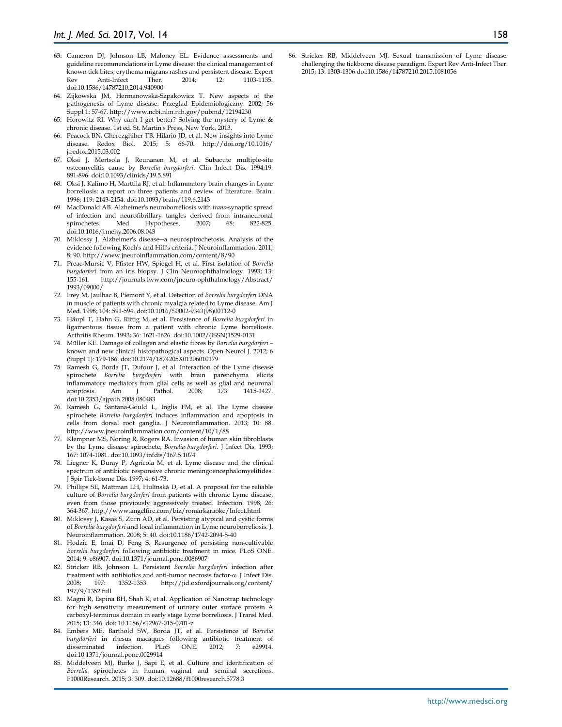63. Cameron DJ, Johnson LB, Maloney EL. Evidence assessments and guideline recommendations in Lyme disease: the clinical management of known tick bites, erythema migrans rashes and persistent disease. Expert Rev Anti-Infect Ther. 2014; 12: 1103-1135. doi:10.1586/14787210.2014.940900
64. Zijkowska JM, Hermanowska-Szpakowicz T. New aspects of the pathogenesis of Lyme disease. Przeglad Epidemiologiczny. 2002; 56 Suppl 1: 57-67. http://www.ncbi.nlm.nih.gov/pubmd/12194230
65. Horowitz RI. Why can't I get better? Solving the mystery of Lyme & chronic disease. 1st ed. St. Martin's Press, New York. 2013.
66. Peacock BN, Gherezghiher TB, Hilario JD, et al. New insights into Lyme disease. Redox Biol. 2015; 5: 66-70. http://doi.org/10.1016/j.redox.2015.03.002
67. Oksi J, Mertsola J, Reunanen M, et al. Subacute multiple-site osteomyelitis cause by *Borrelia burgdorferi*. Clin Infect Dis. 1994;19: 891-896. doi:10.1093/clinids/19.5.891
68. Oksi J, Kalimo H, Marttila RJ, et al. Inflammatory brain changes in Lyme borreliosis: a report on three patients and review of literature. Brain. 1996; 119: 2143-2154. doi:10.1093/brain/119.6.2143
69. MacDonald AB. Alzheimer's neuroborreliosis with *trans*-synaptic spread of infection and neurofibrillary tangles derived from intraneuronal spirochetes. Med Hypotheses. 2007; 68: 822-825. doi:10.1016/j.mehy.2006.08.043
70. Miklossy J. Alzheimer's disease—a neurospirochetosis. Analysis of the evidence following Koch's and Hill's criteria. J Neuroinflammation. 2011; 8: 90. http://www.jneuroinflammation.com/content/8/90
71. Preac-Mursic V, Pfister HW, Spiegel H, et al. First isolation of *Borrelia burgdorferi* from an iris biopsy. J Clin Neuroophthalmology. 1993; 13: 155-161. http://journals.lww.com/jneuro-ophthalmology/Abstract/1993/09000/
72. Frey M, Jaulhac B, Piemont Y, et al. Detection of *Borrelia burgdorferi* DNA in muscle of patients with chronic myalgia related to Lyme disease. Am J Med. 1998; 104: 591-594. doi:10.1016/S0002-9343(98)00112-0
73. Häupl T, Hahn G, Rittig M, et al. Persistence of *Borrelia burgdorferi* in ligamentous tissue from a patient with chronic Lyme borreliosis. Arthritis Rheum. 1993; 36: 1621-1626. doi:10.1002/(ISSN)1529-0131
74. Müller KE. Damage of collagen and elastic fibres by *Borrelia burgdorferi* – known and new clinical histopathogical aspects. Open Neurol J. 2012; 6 (Suppl 1): 179-186. doi:10.2174/1874205X01206010179
75. Ramesh G, Borda JT, Dufour J, et al. Interaction of the Lyme disease spirochete *Borrelia burgdorferi* with brain parenchyma elicits inflammatory mediators from glial cells as well as glial and neuronal apoptosis. Am J Pathol. 2008; 173: 1415-1427. doi:10.2353/ajpath.2008.080483
76. Ramesh G, Santana-Gould L, Inglis FM, et al. The Lyme disease spirochete *Borrelia burgdorferi* induces inflammation and apoptosis in cells from dorsal root ganglia. J Neuroinflammation. 2013; 10: 88. http://www.jneuroinflammation.com/content/10/1/88
77. Klempner MS, Noring R, Rogers RA. Invasion of human skin fibroblasts by the Lyme disease spirochete, *Borrelia burgdorferi*. J Infect Dis. 1993; 167: 1074-1081. doi:10.1093/infdis/167.5.1074
78. Liegner K, Duray P, Agricola M, et al. Lyme disease and the clinical spectrum of antibiotic responsive chronic meningoencephalomyelitides. J Spir Tick-borne Dis. 1997; 4: 61-73.
79. Phillips SE, Mattman LH, Hulínská D, et al. A proposal for the reliable culture of *Borrelia burgdorferi* from patients with chronic Lyme disease, even from those previously aggressively treated. Infection. 1998; 26: 364-367. http://www.angelfire.com/biz/romarkaraoke/Infect.html
80. Miklossy J, Kasas S, Zurn AD, et al. Persisting atypical and cystic forms of *Borrelia burgdorferi* and local inflammation in Lyme neuroborreliosis. J. Neuroinflammation. 2008; 5: 40. doi:10.1186/1742-2094-5-40
81. Hodzic E, Imai D, Feng S. Resurgence of persisting non-cultivable *Borrelia burgdorferi* following antibiotic treatment in mice. PLoS ONE. 2014; 9: e86907. doi:10.1371/journal.pone.0086907
82. Stricker RB, Johnson L. Persistent *Borrelia burgdorferi* infection after treatment with antibiotics and anti-tumor necrosis factor-α. J Infect Dis. 2008; 197: 1352-1353. http://jid.oxfordjournals.org/content/197/9/1352.full
83. Magni R, Espina BH, Shah K, et al. Application of Nanotrap technology for high sensitivity measurement of urinary outer surface protein A carboxyl-terminus domain in early stage Lyme borreliosis. J Transl Med. 2015; 13: 346. doi: 10.1186/s12967-015-0701-z
84. Embers ME, Barthold SW, Borda JT, et al. Persistence of *Borrelia burgdorferi* in rhesus macaques following antibiotic treatment of disseminated infection. PLoS ONE. 2012; 7: e29914. doi:10.1371/journal.pone.0029914
85. Middelveen MJ, Burke J, Sapi E, et al. Culture and identification of *Borrelia* spirochetes in human vaginal and seminal secretions. F1000Research. 2015; 3: 309. doi:10.12688/f1000research.5778.3
86. Stricker RB, Middelveen MJ. Sexual transmission of Lyme disease: challenging the tickborne disease paradigm. Expert Rev Anti-Infect Ther. 2015; 13: 1303-1306 doi:10.1586/14787210.2015.1081056